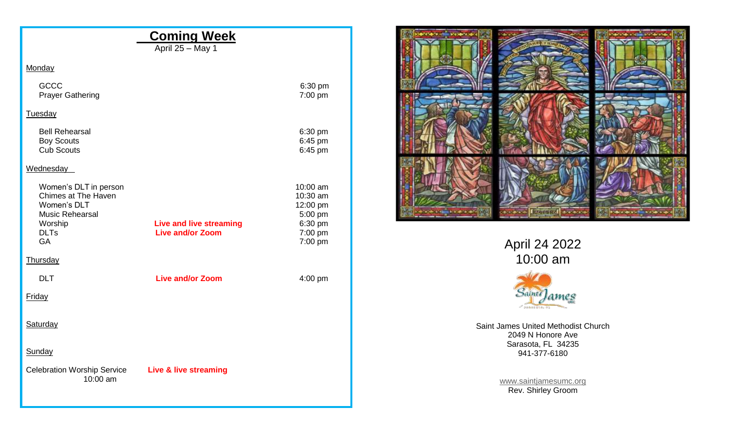## Coming Week

April 25 – May 1

**Monday**

| Event | Format | Time |
|---|---|---|
| GCCC | | 6:30 pm |
| Prayer Gathering | | 7:00 pm |

**Tuesday**

| Event | Format | Time |
|---|---|---|
| Bell Rehearsal | | 6:30 pm |
| Boy Scouts | | 6:45 pm |
| Cub Scouts | | 6:45 pm |

**Wednesday**

| Event | Format | Time |
|---|---|---|
| Women's DLT in person | | 10:00 am |
| Chimes at The Haven | | 10:30 am |
| Women's DLT | | 12:00 pm |
| Music Rehearsal | | 5:00 pm |
| Worship | **Live and live streaming** | 6:30 pm |
| DLTs | **Live and/or Zoom** | 7:00 pm |
| GA | | 7:00 pm |

**Thursday**

| Event | Format | Time |
|---|---|---|
| DLT | **Live and/or Zoom** | 4:00 pm |

**Friday**

**Saturday**

**Sunday**

Celebration Worship Service 10:00 am — **Live & live streaming**

April 24 2022
10:00 am

Saint James United Methodist Church
2049 N Honore Ave
Sarasota, FL 34235
941-377-6180

www.saintjamesumc.org
Rev. Shirley Groom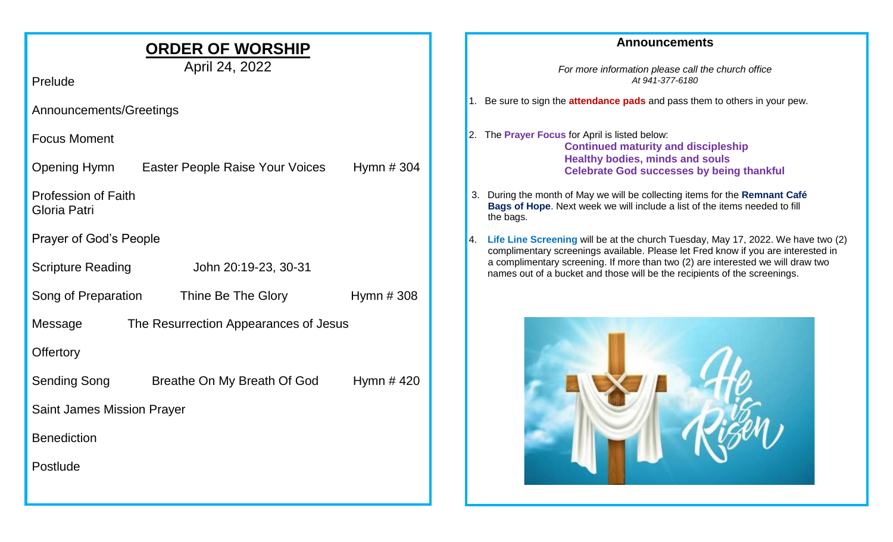# ORDER OF WORSHIP

April 24, 2022

Prelude

Announcements/Greetings

Focus Moment

Opening Hymn — Easter People Raise Your Voices — Hymn # 304

Profession of Faith
Gloria Patri

Prayer of God's People

Scripture Reading — John 20:19-23, 30-31

Song of Preparation — Thine Be The Glory — Hymn # 308

Message — The Resurrection Appearances of Jesus

Offertory

Sending Song — Breathe On My Breath Of God — Hymn # 420

Saint James Mission Prayer

Benediction

Postlude

## Announcements

*For more information please call the church office*
*At 941-377-6180*

1. Be sure to sign the **attendance pads** and pass them to others in your pew.

2. The **Prayer Focus** for April is listed below:
   **Continued maturity and discipleship**
   **Healthy bodies, minds and souls**
   **Celebrate God successes by being thankful**

3. During the month of May we will be collecting items for the **Remnant Café Bags of Hope**. Next week we will include a list of the items needed to fill the bags.

4. **Life Line Screening** will be at the church Tuesday, May 17, 2022. We have two (2) complimentary screenings available. Please let Fred know if you are interested in a complimentary screening. If more than two (2) are interested we will draw two names out of a bucket and those will be the recipients of the screenings.